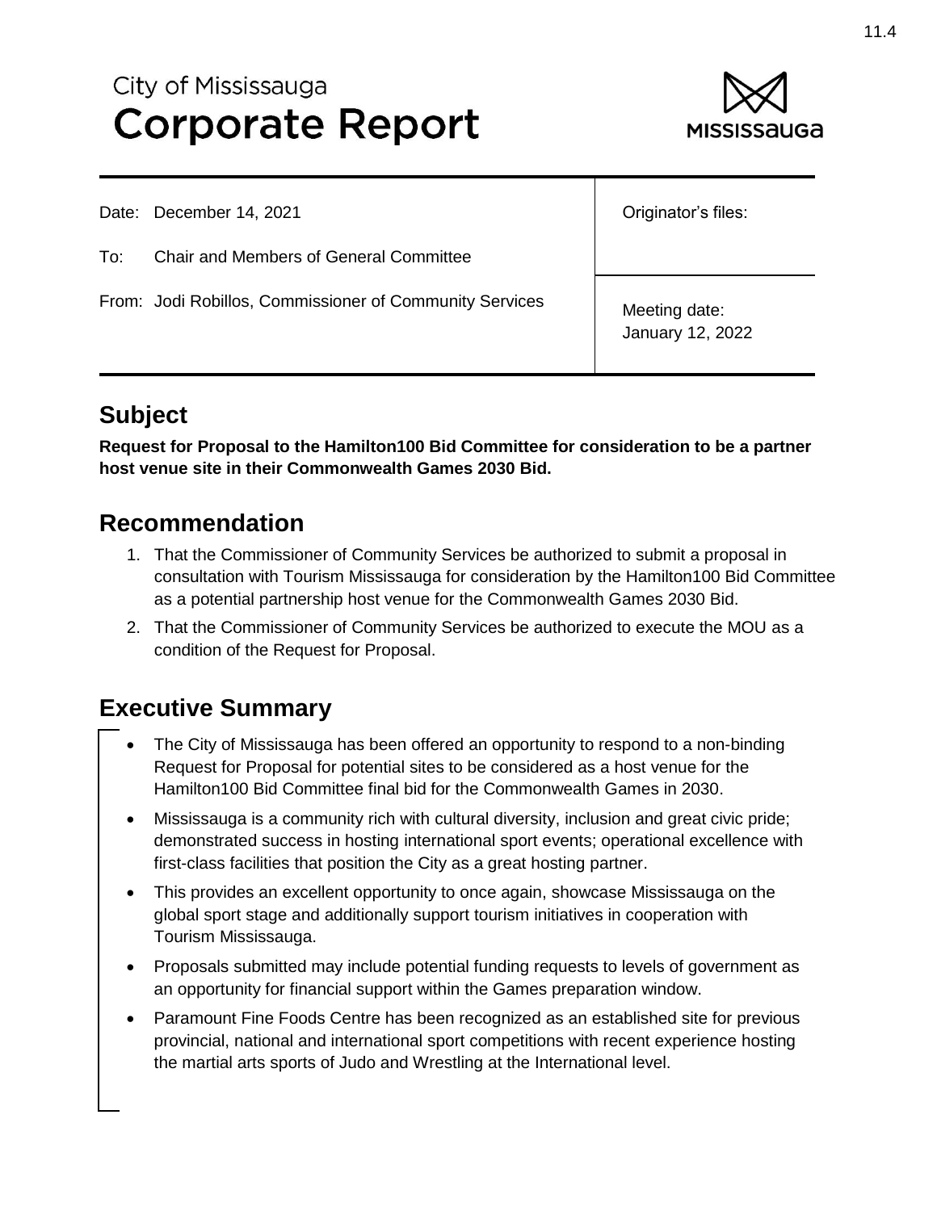City of Mississauga

# Corporate Report

| | |
|---|---|
| Date: December 14, 2021 | Originator's files: |
| To: Chair and Members of General Committee | |
| From: Jodi Robillos, Commissioner of Community Services | Meeting date: January 12, 2022 |

## Subject

**Request for Proposal to the Hamilton100 Bid Committee for consideration to be a partner host venue site in their Commonwealth Games 2030 Bid.**

## Recommendation

1. That the Commissioner of Community Services be authorized to submit a proposal in consultation with Tourism Mississauga for consideration by the Hamilton100 Bid Committee as a potential partnership host venue for the Commonwealth Games 2030 Bid.
2. That the Commissioner of Community Services be authorized to execute the MOU as a condition of the Request for Proposal.

## Executive Summary

- The City of Mississauga has been offered an opportunity to respond to a non-binding Request for Proposal for potential sites to be considered as a host venue for the Hamilton100 Bid Committee final bid for the Commonwealth Games in 2030.
- Mississauga is a community rich with cultural diversity, inclusion and great civic pride; demonstrated success in hosting international sport events; operational excellence with first-class facilities that position the City as a great hosting partner.
- This provides an excellent opportunity to once again, showcase Mississauga on the global sport stage and additionally support tourism initiatives in cooperation with Tourism Mississauga.
- Proposals submitted may include potential funding requests to levels of government as an opportunity for financial support within the Games preparation window.
- Paramount Fine Foods Centre has been recognized as an established site for previous provincial, national and international sport competitions with recent experience hosting the martial arts sports of Judo and Wrestling at the International level.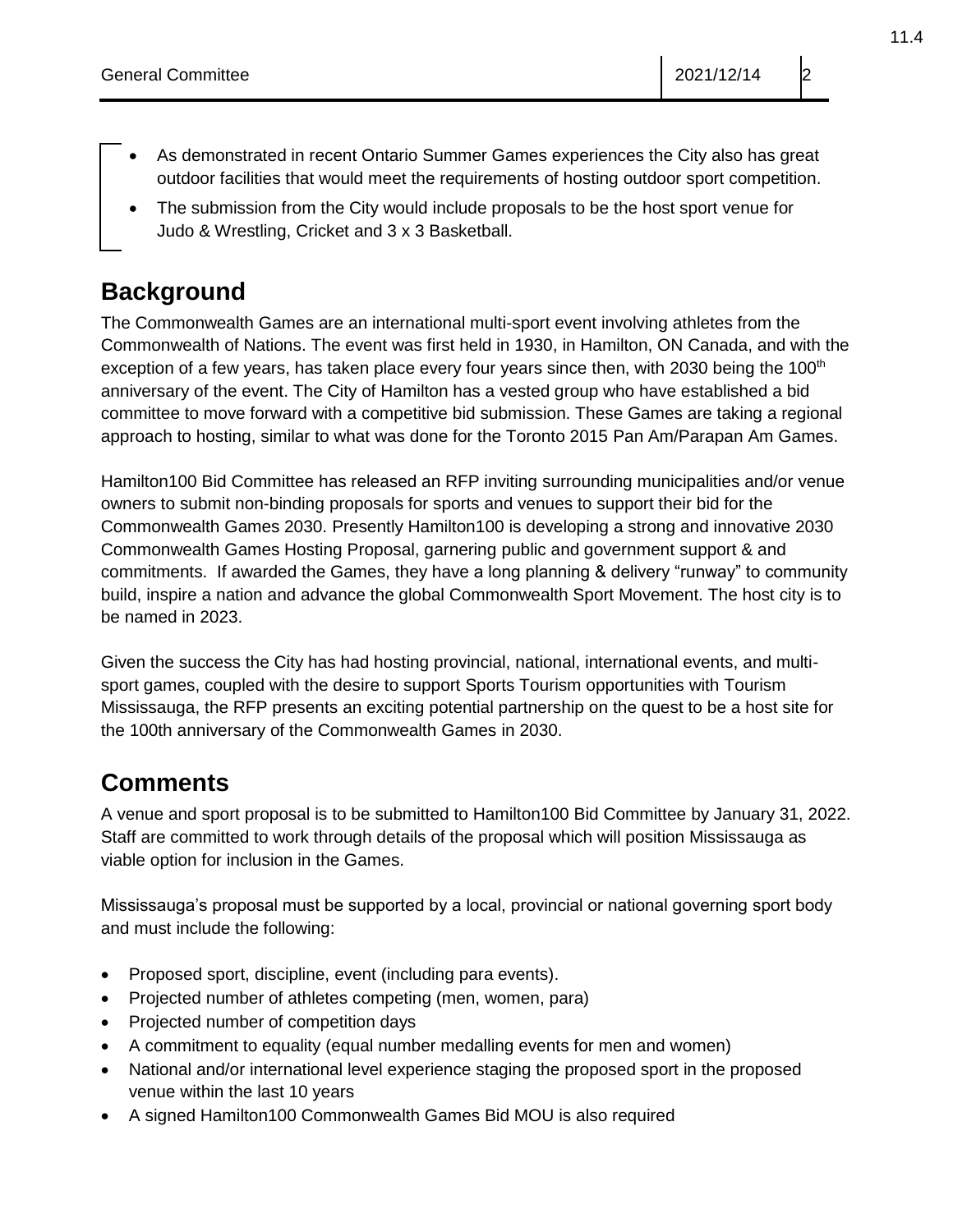- As demonstrated in recent Ontario Summer Games experiences the City also has great outdoor facilities that would meet the requirements of hosting outdoor sport competition.
- The submission from the City would include proposals to be the host sport venue for Judo & Wrestling, Cricket and 3 x 3 Basketball.

## Background

The Commonwealth Games are an international multi-sport event involving athletes from the Commonwealth of Nations. The event was first held in 1930, in Hamilton, ON Canada, and with the exception of a few years, has taken place every four years since then, with 2030 being the 100th anniversary of the event. The City of Hamilton has a vested group who have established a bid committee to move forward with a competitive bid submission. These Games are taking a regional approach to hosting, similar to what was done for the Toronto 2015 Pan Am/Parapan Am Games.

Hamilton100 Bid Committee has released an RFP inviting surrounding municipalities and/or venue owners to submit non-binding proposals for sports and venues to support their bid for the Commonwealth Games 2030. Presently Hamilton100 is developing a strong and innovative 2030 Commonwealth Games Hosting Proposal, garnering public and government support & and commitments. If awarded the Games, they have a long planning & delivery "runway" to community build, inspire a nation and advance the global Commonwealth Sport Movement. The host city is to be named in 2023.

Given the success the City has had hosting provincial, national, international events, and multi-sport games, coupled with the desire to support Sports Tourism opportunities with Tourism Mississauga, the RFP presents an exciting potential partnership on the quest to be a host site for the 100th anniversary of the Commonwealth Games in 2030.

## Comments

A venue and sport proposal is to be submitted to Hamilton100 Bid Committee by January 31, 2022. Staff are committed to work through details of the proposal which will position Mississauga as viable option for inclusion in the Games.

Mississauga's proposal must be supported by a local, provincial or national governing sport body and must include the following:

- Proposed sport, discipline, event (including para events).
- Projected number of athletes competing (men, women, para)
- Projected number of competition days
- A commitment to equality (equal number medalling events for men and women)
- National and/or international level experience staging the proposed sport in the proposed venue within the last 10 years
- A signed Hamilton100 Commonwealth Games Bid MOU is also required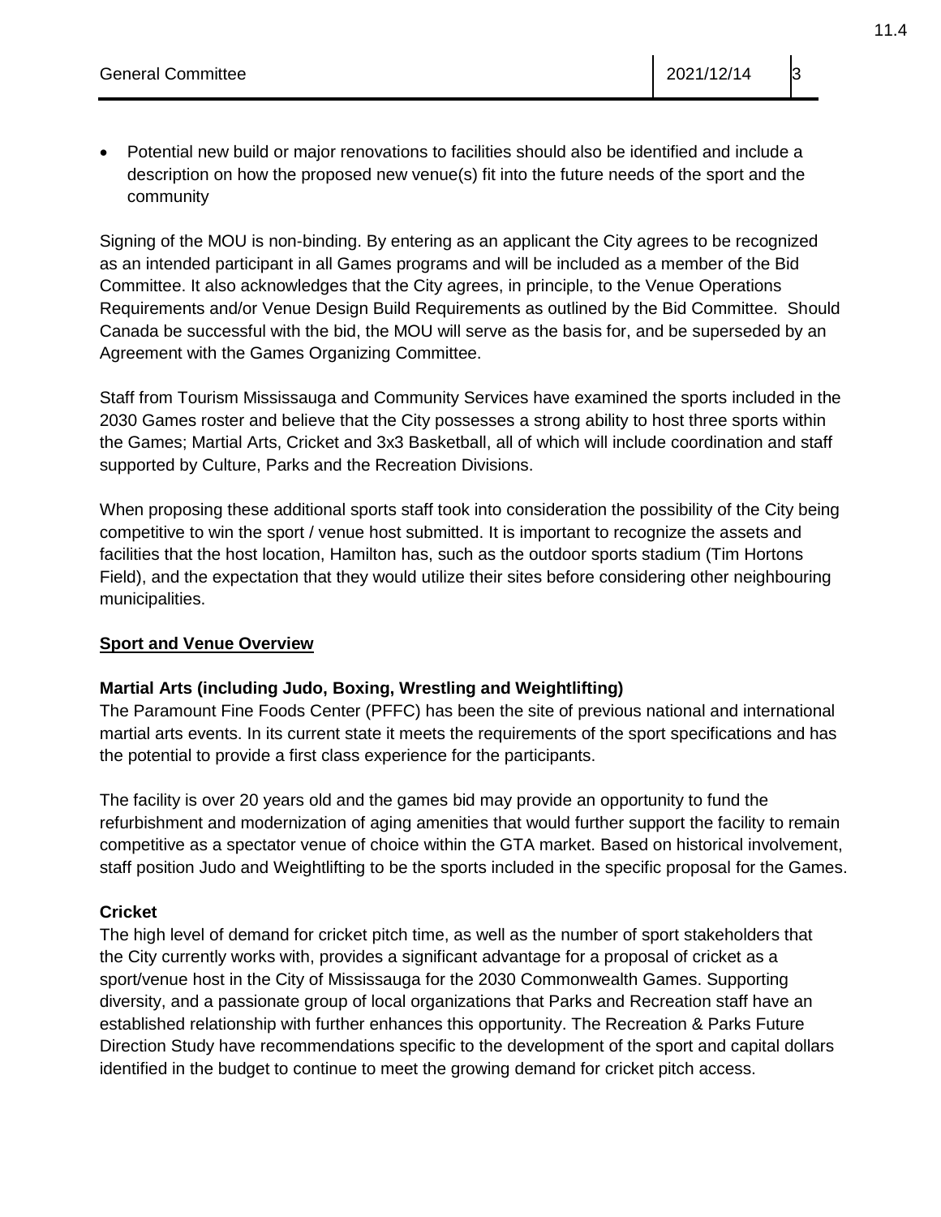- Potential new build or major renovations to facilities should also be identified and include a description on how the proposed new venue(s) fit into the future needs of the sport and the community

Signing of the MOU is non-binding. By entering as an applicant the City agrees to be recognized as an intended participant in all Games programs and will be included as a member of the Bid Committee. It also acknowledges that the City agrees, in principle, to the Venue Operations Requirements and/or Venue Design Build Requirements as outlined by the Bid Committee. Should Canada be successful with the bid, the MOU will serve as the basis for, and be superseded by an Agreement with the Games Organizing Committee.

Staff from Tourism Mississauga and Community Services have examined the sports included in the 2030 Games roster and believe that the City possesses a strong ability to host three sports within the Games; Martial Arts, Cricket and 3x3 Basketball, all of which will include coordination and staff supported by Culture, Parks and the Recreation Divisions.

When proposing these additional sports staff took into consideration the possibility of the City being competitive to win the sport / venue host submitted. It is important to recognize the assets and facilities that the host location, Hamilton has, such as the outdoor sports stadium (Tim Hortons Field), and the expectation that they would utilize their sites before considering other neighbouring municipalities.

**Sport and Venue Overview**

**Martial Arts (including Judo, Boxing, Wrestling and Weightlifting)**

The Paramount Fine Foods Center (PFFC) has been the site of previous national and international martial arts events. In its current state it meets the requirements of the sport specifications and has the potential to provide a first class experience for the participants.

The facility is over 20 years old and the games bid may provide an opportunity to fund the refurbishment and modernization of aging amenities that would further support the facility to remain competitive as a spectator venue of choice within the GTA market. Based on historical involvement, staff position Judo and Weightlifting to be the sports included in the specific proposal for the Games.

**Cricket**

The high level of demand for cricket pitch time, as well as the number of sport stakeholders that the City currently works with, provides a significant advantage for a proposal of cricket as a sport/venue host in the City of Mississauga for the 2030 Commonwealth Games. Supporting diversity, and a passionate group of local organizations that Parks and Recreation staff have an established relationship with further enhances this opportunity. The Recreation & Parks Future Direction Study have recommendations specific to the development of the sport and capital dollars identified in the budget to continue to meet the growing demand for cricket pitch access.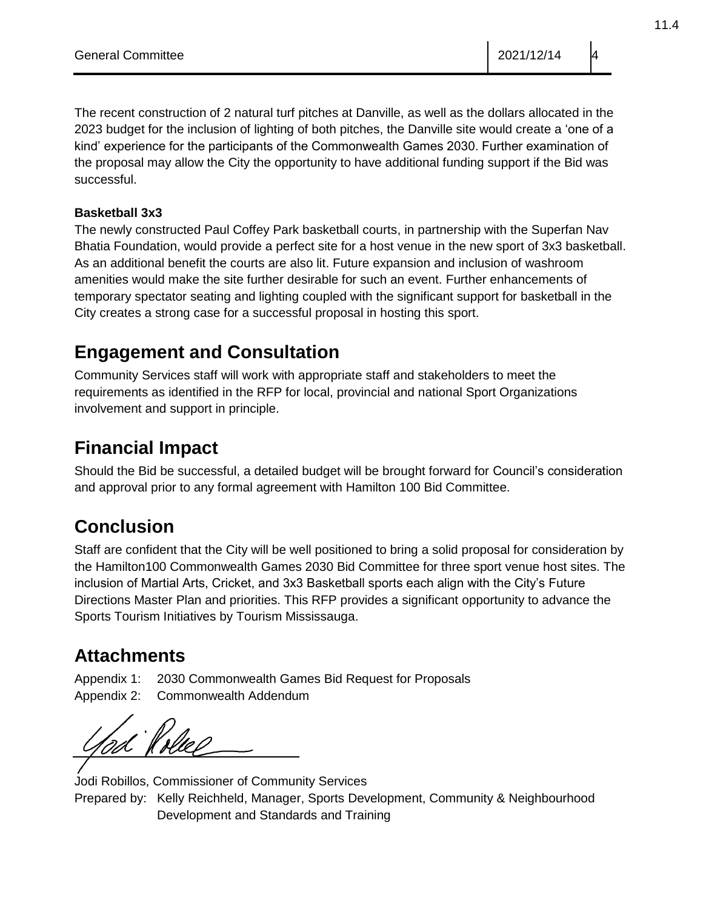The recent construction of 2 natural turf pitches at Danville, as well as the dollars allocated in the 2023 budget for the inclusion of lighting of both pitches, the Danville site would create a 'one of a kind' experience for the participants of the Commonwealth Games 2030. Further examination of the proposal may allow the City the opportunity to have additional funding support if the Bid was successful.

**Basketball 3x3**

The newly constructed Paul Coffey Park basketball courts, in partnership with the Superfan Nav Bhatia Foundation, would provide a perfect site for a host venue in the new sport of 3x3 basketball. As an additional benefit the courts are also lit. Future expansion and inclusion of washroom amenities would make the site further desirable for such an event. Further enhancements of temporary spectator seating and lighting coupled with the significant support for basketball in the City creates a strong case for a successful proposal in hosting this sport.

## Engagement and Consultation

Community Services staff will work with appropriate staff and stakeholders to meet the requirements as identified in the RFP for local, provincial and national Sport Organizations involvement and support in principle.

## Financial Impact

Should the Bid be successful, a detailed budget will be brought forward for Council's consideration and approval prior to any formal agreement with Hamilton 100 Bid Committee.

## Conclusion

Staff are confident that the City will be well positioned to bring a solid proposal for consideration by the Hamilton100 Commonwealth Games 2030 Bid Committee for three sport venue host sites. The inclusion of Martial Arts, Cricket, and 3x3 Basketball sports each align with the City's Future Directions Master Plan and priorities. This RFP provides a significant opportunity to advance the Sports Tourism Initiatives by Tourism Mississauga.

## Attachments

Appendix 1: 2030 Commonwealth Games Bid Request for Proposals
Appendix 2: Commonwealth Addendum

Jodi Robillos, Commissioner of Community Services
Prepared by: Kelly Reichheld, Manager, Sports Development, Community & Neighbourhood Development and Standards and Training